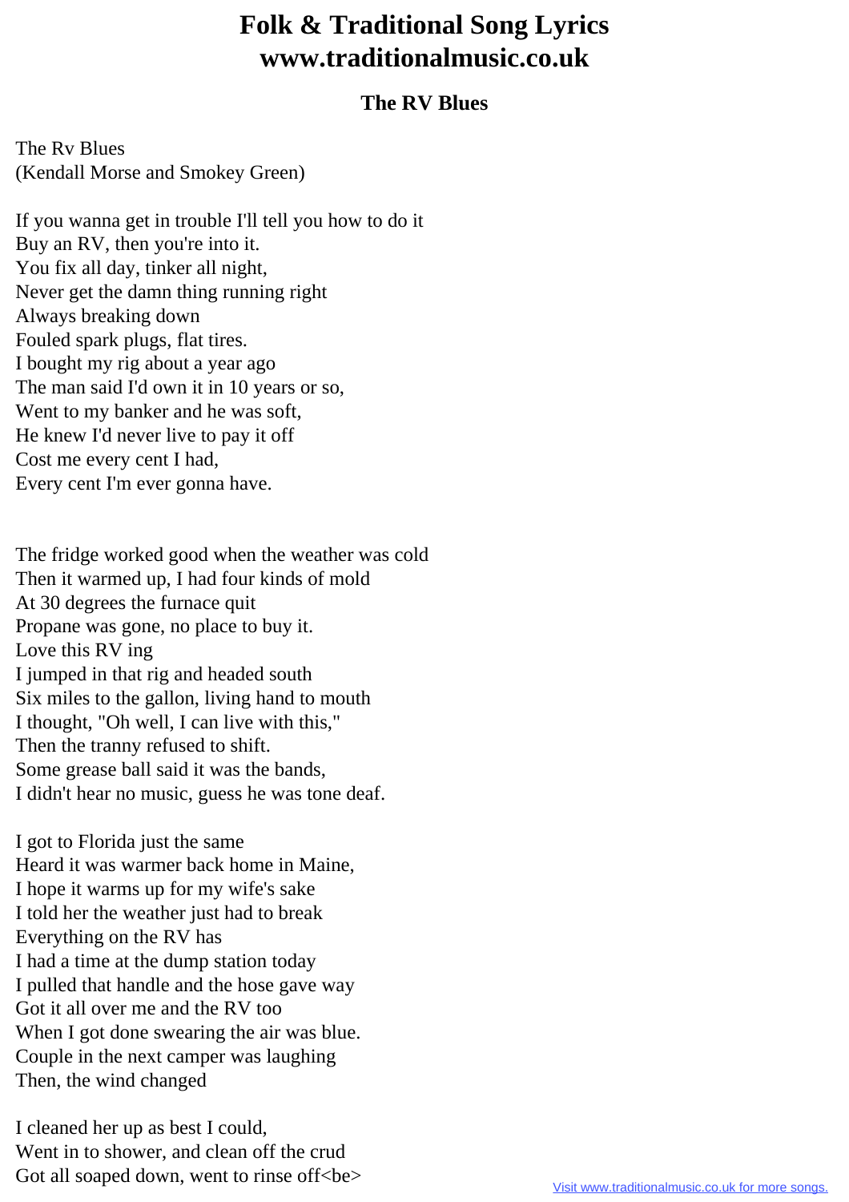# Folk & Traditional Song Lyrics www.traditionalmusic.co.uk

## The RV Blues

The Rv Blues
(Kendall Morse and Smokey Green)

If you wanna get in trouble I'll tell you how to do it
Buy an RV, then you're into it.
You fix all day, tinker all night,
Never get the damn thing running right
Always breaking down
Fouled spark plugs, flat tires.
I bought my rig about a year ago
The man said I'd own it in 10 years or so,
Went to my banker and he was soft,
He knew I'd never live to pay it off
Cost me every cent I had,
Every cent I'm ever gonna have.

The fridge worked good when the weather was cold
Then it warmed up, I had four kinds of mold
At 30 degrees the furnace quit
Propane was gone, no place to buy it.
Love this RV ing
I jumped in that rig and headed south
Six miles to the gallon, living hand to mouth
I thought, "Oh well, I can live with this,"
Then the tranny refused to shift.
Some grease ball said it was the bands,
I didn't hear no music, guess he was tone deaf.

I got to Florida just the same
Heard it was warmer back home in Maine,
I hope it warms up for my wife's sake
I told her the weather just had to break
Everything on the RV has
I had a time at the dump station today
I pulled that handle and the hose gave way
Got it all over me and the RV too
When I got done swearing the air was blue.
Couple in the next camper was laughing
Then, the wind changed

I cleaned her up as best I could,
Went in to shower, and clean off the crud
Got all soaped down, went to rinse off<be>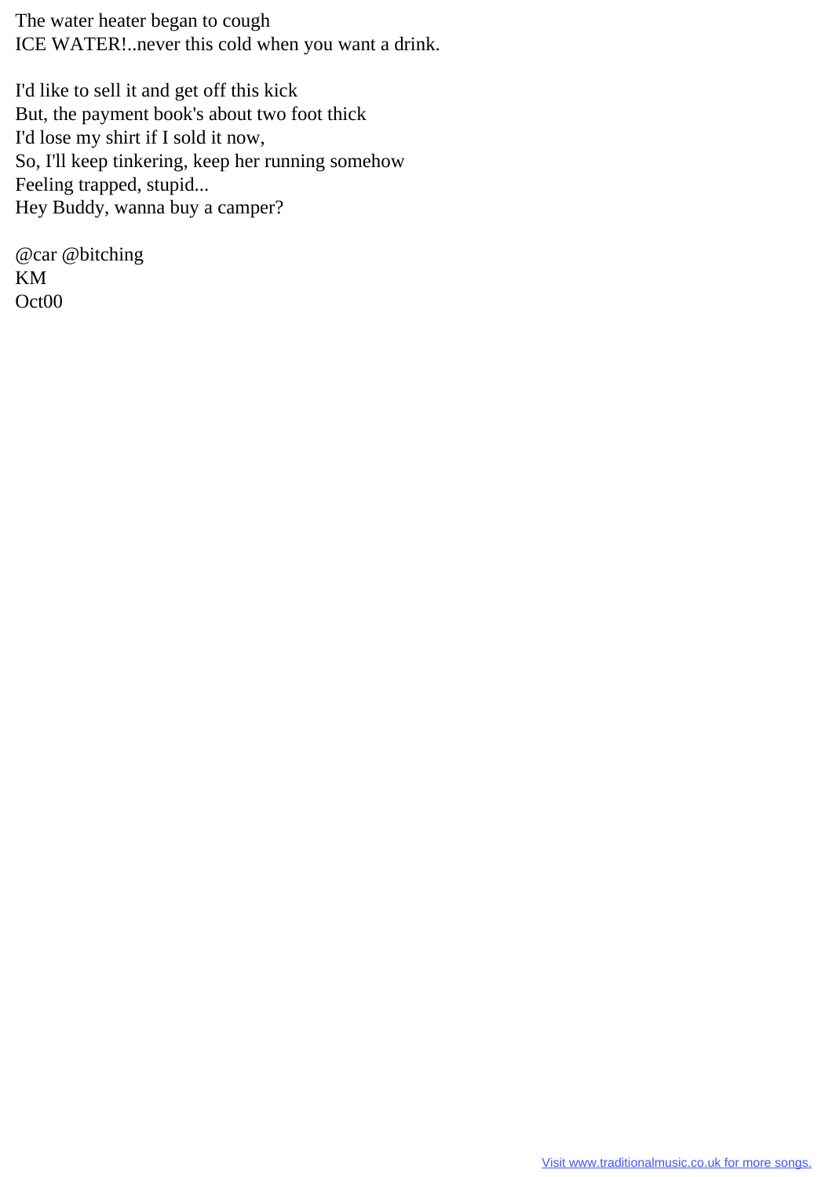The water heater began to cough
ICE WATER!..never this cold when you want a drink.

I'd like to sell it and get off this kick
But, the payment book's about two foot thick
I'd lose my shirt if I sold it now,
So, I'll keep tinkering, keep her running somehow
Feeling trapped, stupid...
Hey Buddy, wanna buy a camper?

@car @bitching
KM
Oct00